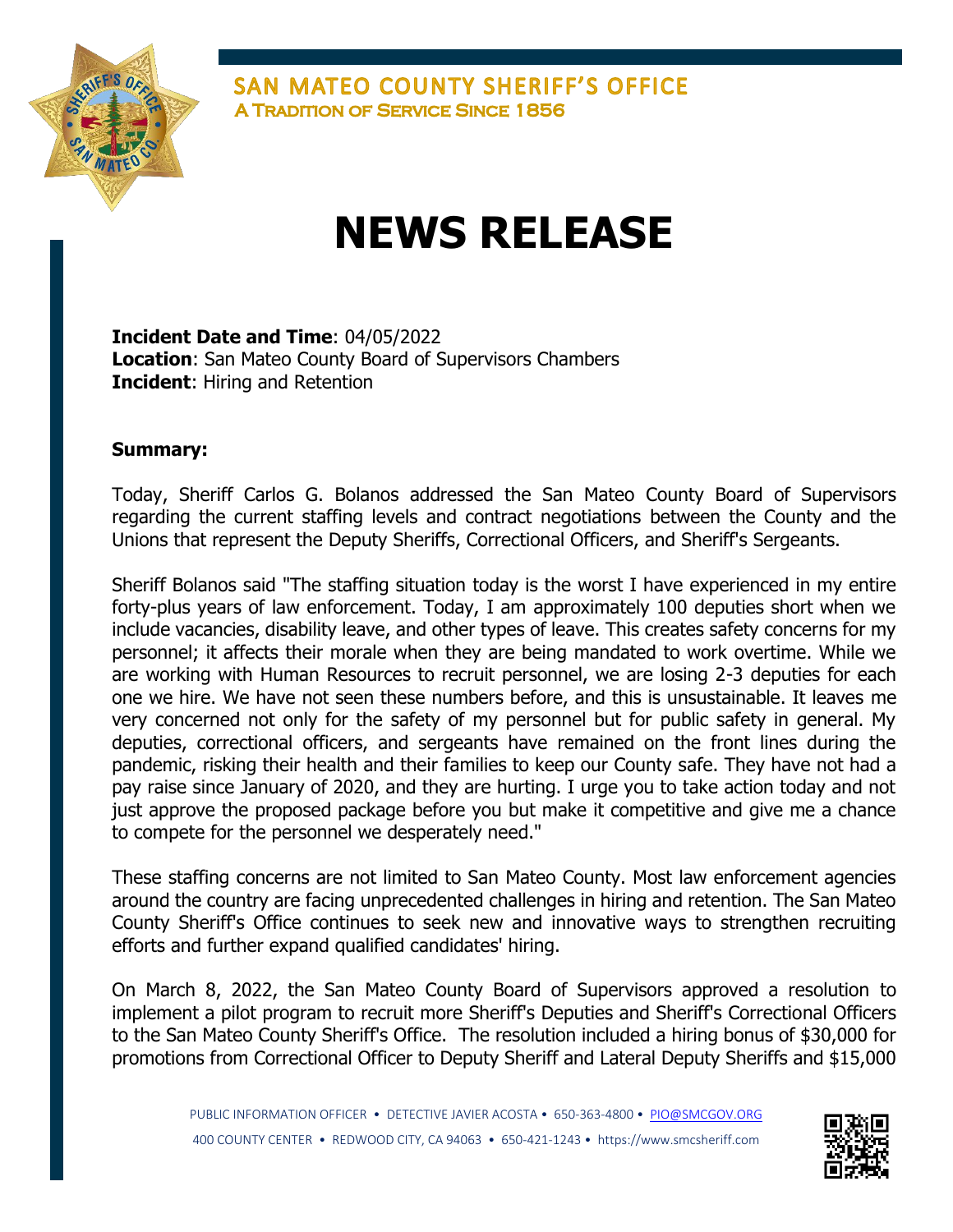SAN MATEO COUNTY SHERIFF'S OFFICE
A TRADITION OF SERVICE SINCE 1856

# NEWS RELEASE

**Incident Date and Time**: 04/05/2022
**Location**: San Mateo County Board of Supervisors Chambers
**Incident**: Hiring and Retention

**Summary:**

Today, Sheriff Carlos G. Bolanos addressed the San Mateo County Board of Supervisors regarding the current staffing levels and contract negotiations between the County and the Unions that represent the Deputy Sheriffs, Correctional Officers, and Sheriff's Sergeants.

Sheriff Bolanos said "The staffing situation today is the worst I have experienced in my entire forty-plus years of law enforcement. Today, I am approximately 100 deputies short when we include vacancies, disability leave, and other types of leave. This creates safety concerns for my personnel; it affects their morale when they are being mandated to work overtime. While we are working with Human Resources to recruit personnel, we are losing 2-3 deputies for each one we hire. We have not seen these numbers before, and this is unsustainable. It leaves me very concerned not only for the safety of my personnel but for public safety in general. My deputies, correctional officers, and sergeants have remained on the front lines during the pandemic, risking their health and their families to keep our County safe. They have not had a pay raise since January of 2020, and they are hurting. I urge you to take action today and not just approve the proposed package before you but make it competitive and give me a chance to compete for the personnel we desperately need."

These staffing concerns are not limited to San Mateo County. Most law enforcement agencies around the country are facing unprecedented challenges in hiring and retention. The San Mateo County Sheriff's Office continues to seek new and innovative ways to strengthen recruiting efforts and further expand qualified candidates' hiring.

On March 8, 2022, the San Mateo County Board of Supervisors approved a resolution to implement a pilot program to recruit more Sheriff's Deputies and Sheriff's Correctional Officers to the San Mateo County Sheriff's Office. The resolution included a hiring bonus of $30,000 for promotions from Correctional Officer to Deputy Sheriff and Lateral Deputy Sheriffs and $15,000

PUBLIC INFORMATION OFFICER • DETECTIVE JAVIER ACOSTA • 650-363-4800 • PIO@SMCGOV.ORG
400 COUNTY CENTER • REDWOOD CITY, CA 94063 • 650-421-1243 • https://www.smcsheriff.com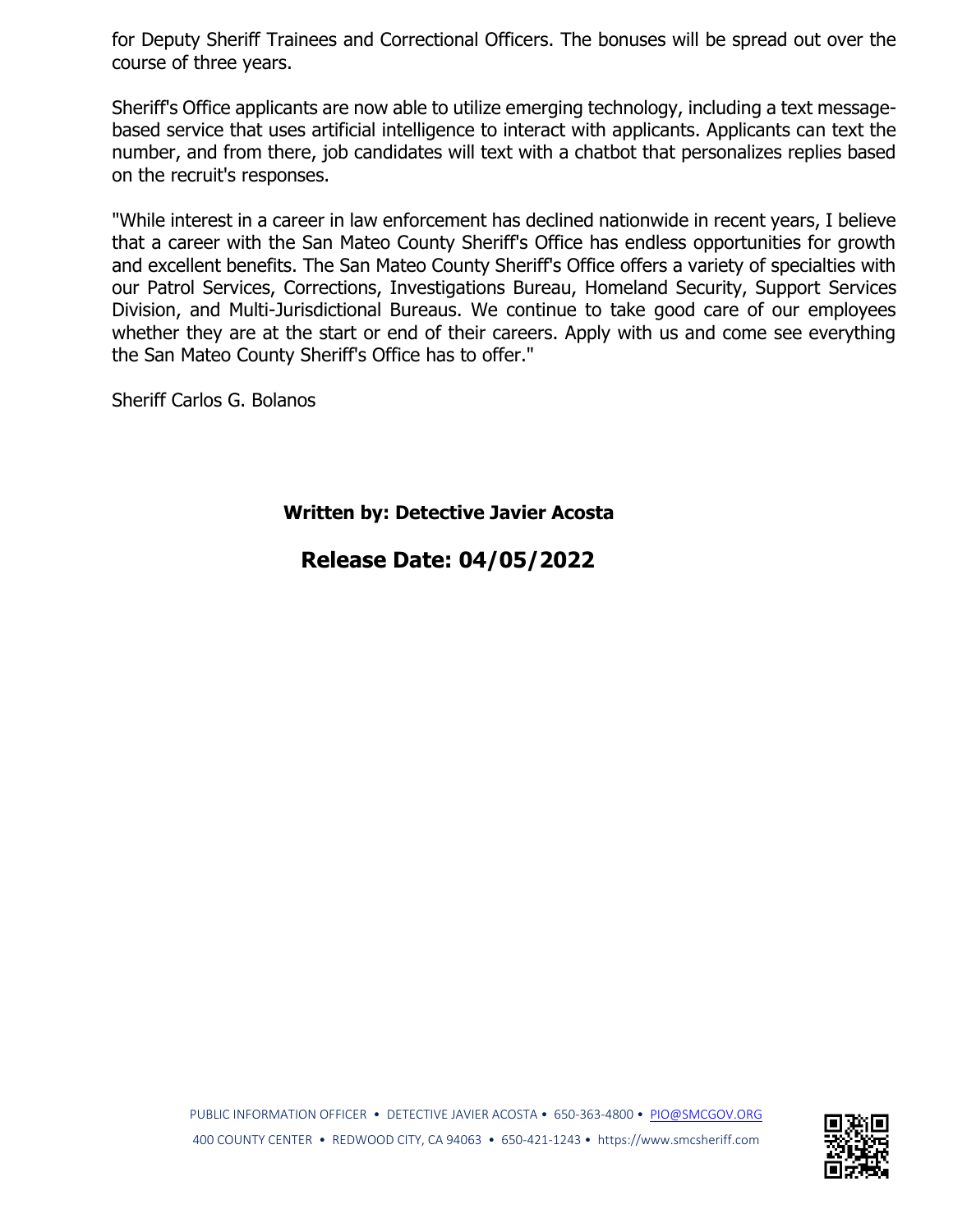for Deputy Sheriff Trainees and Correctional Officers. The bonuses will be spread out over the course of three years.

Sheriff's Office applicants are now able to utilize emerging technology, including a text message-based service that uses artificial intelligence to interact with applicants. Applicants can text the number, and from there, job candidates will text with a chatbot that personalizes replies based on the recruit's responses.

"While interest in a career in law enforcement has declined nationwide in recent years, I believe that a career with the San Mateo County Sheriff's Office has endless opportunities for growth and excellent benefits. The San Mateo County Sheriff's Office offers a variety of specialties with our Patrol Services, Corrections, Investigations Bureau, Homeland Security, Support Services Division, and Multi-Jurisdictional Bureaus. We continue to take good care of our employees whether they are at the start or end of their careers. Apply with us and come see everything the San Mateo County Sheriff's Office has to offer."

Sheriff Carlos G. Bolanos

**Written by: Detective Javier Acosta**

**Release Date: 04/05/2022**

PUBLIC INFORMATION OFFICER • DETECTIVE JAVIER ACOSTA • 650-363-4800 • PIO@SMCGOV.ORG

400 COUNTY CENTER • REDWOOD CITY, CA 94063 • 650-421-1243 • https://www.smcsheriff.com